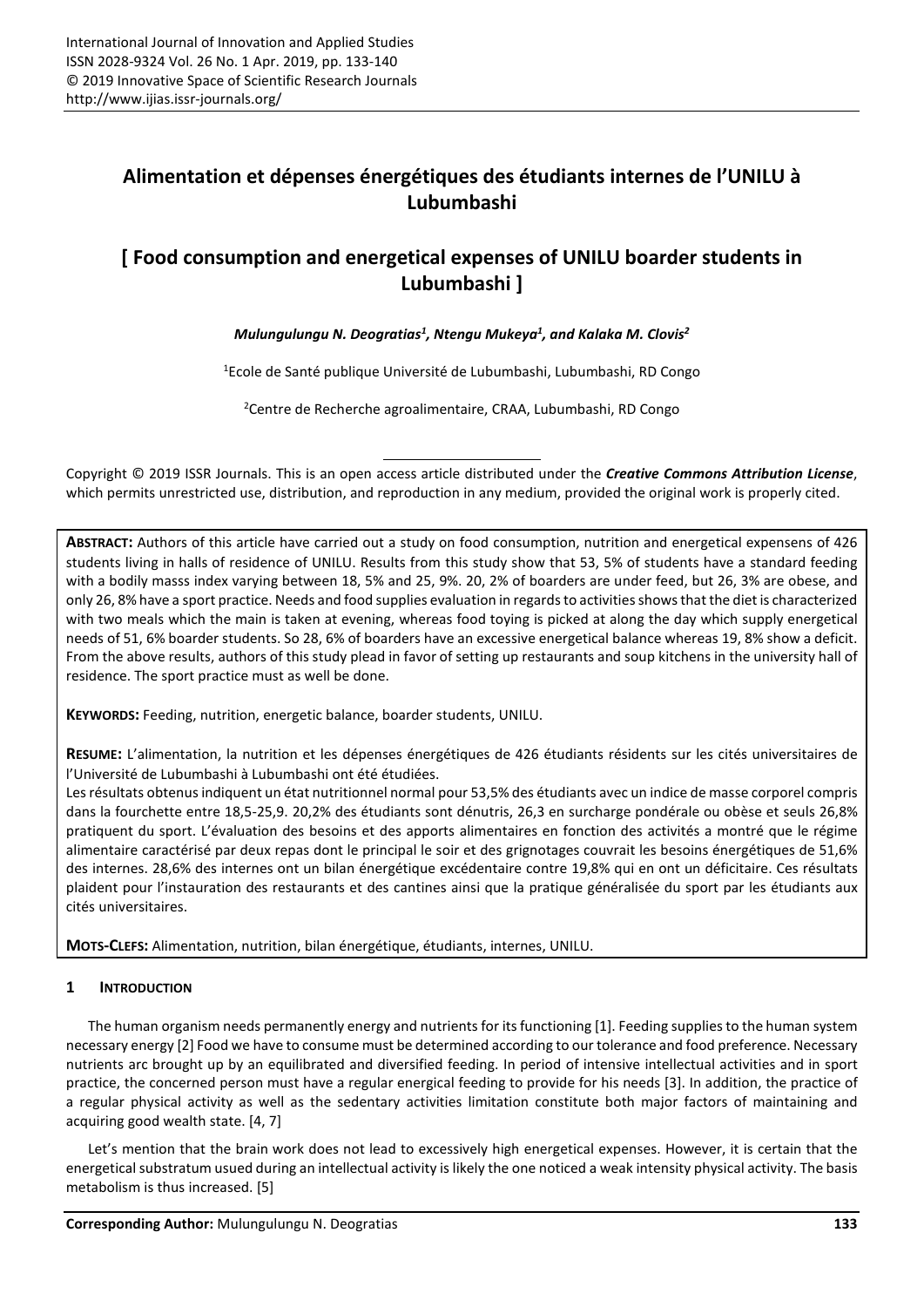# Alimentation et dépenses énergétiques des étudiants internes de l'UNILU à Lubumbashi

## [ Food consumption and energetical expenses of UNILU boarder students in Lubumbashi ]

***Mulungulungu N. Deogratias[1], Ntengu Mukeya[1], and Kalaka M. Clovis[2]***

[1]Ecole de Santé publique Université de Lubumbashi, Lubumbashi, RD Congo

[2]Centre de Recherche agroalimentaire, CRAA, Lubumbashi, RD Congo

Copyright © 2019 ISSR Journals. This is an open access article distributed under the ***Creative Commons Attribution License***, which permits unrestricted use, distribution, and reproduction in any medium, provided the original work is properly cited.

**ABSTRACT:** Authors of this article have carried out a study on food consumption, nutrition and energetical expensens of 426 students living in halls of residence of UNILU. Results from this study show that 53, 5% of students have a standard feeding with a bodily masss index varying between 18, 5% and 25, 9%. 20, 2% of boarders are under feed, but 26, 3% are obese, and only 26, 8% have a sport practice. Needs and food supplies evaluation in regards to activities shows that the diet is characterized with two meals which the main is taken at evening, whereas food toying is picked at along the day which supply energetical needs of 51, 6% boarder students. So 28, 6% of boarders have an excessive energetical balance whereas 19, 8% show a deficit. From the above results, authors of this study plead in favor of setting up restaurants and soup kitchens in the university hall of residence. The sport practice must as well be done.

**KEYWORDS:** Feeding, nutrition, energetic balance, boarder students, UNILU.

**RESUME:** L'alimentation, la nutrition et les dépenses énergétiques de 426 étudiants résidents sur les cités universitaires de l'Université de Lubumbashi à Lubumbashi ont été étudiées.

Les résultats obtenus indiquent un état nutritionnel normal pour 53,5% des étudiants avec un indice de masse corporel compris dans la fourchette entre 18,5-25,9. 20,2% des étudiants sont dénutris, 26,3 en surcharge pondérale ou obèse et seuls 26,8% pratiquent du sport. L'évaluation des besoins et des apports alimentaires en fonction des activités a montré que le régime alimentaire caractérisé par deux repas dont le principal le soir et des grignotages couvrait les besoins énergétiques de 51,6% des internes. 28,6% des internes ont un bilan énergétique excédentaire contre 19,8% qui en ont un déficitaire. Ces résultats plaident pour l'instauration des restaurants et des cantines ainsi que la pratique généralisée du sport par les étudiants aux cités universitaires.

**MOTS-CLEFS:** Alimentation, nutrition, bilan énergétique, étudiants, internes, UNILU.

## 1 INTRODUCTION

The human organism needs permanently energy and nutrients for its functioning [1]. Feeding supplies to the human system necessary energy [2] Food we have to consume must be determined according to our tolerance and food preference. Necessary nutrients arc brought up by an equilibrated and diversified feeding. In period of intensive intellectual activities and in sport practice, the concerned person must have a regular energical feeding to provide for his needs [3]. In addition, the practice of a regular physical activity as well as the sedentary activities limitation constitute both major factors of maintaining and acquiring good wealth state. [4, 7]

Let's mention that the brain work does not lead to excessively high energetical expenses. However, it is certain that the energetical substratum usued during an intellectual activity is likely the one noticed a weak intensity physical activity. The basis metabolism is thus increased. [5]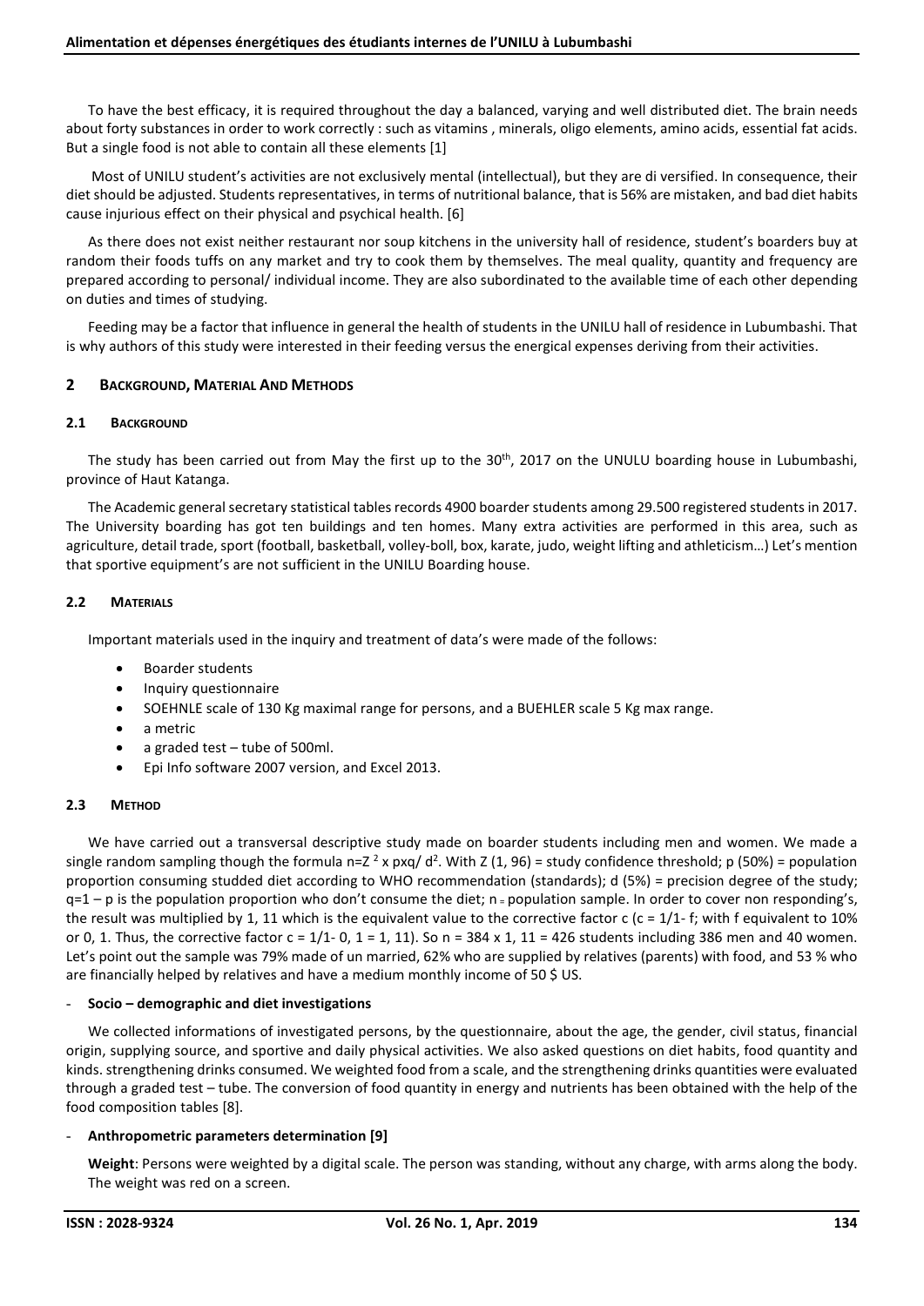To have the best efficacy, it is required throughout the day a balanced, varying and well distributed diet. The brain needs about forty substances in order to work correctly : such as vitamins , minerals, oligo elements, amino acids, essential fat acids. But a single food is not able to contain all these elements [1]

Most of UNILU student's activities are not exclusively mental (intellectual), but they are di versified. In consequence, their diet should be adjusted. Students representatives, in terms of nutritional balance, that is 56% are mistaken, and bad diet habits cause injurious effect on their physical and psychical health. [6]

As there does not exist neither restaurant nor soup kitchens in the university hall of residence, student's boarders buy at random their foods tuffs on any market and try to cook them by themselves. The meal quality, quantity and frequency are prepared according to personal/ individual income. They are also subordinated to the available time of each other depending on duties and times of studying.

Feeding may be a factor that influence in general the health of students in the UNILU hall of residence in Lubumbashi. That is why authors of this study were interested in their feeding versus the energical expenses deriving from their activities.

## 2 BACKGROUND, MATERIAL AND METHODS

### 2.1 BACKGROUND

The study has been carried out from May the first up to the 30th, 2017 on the UNULU boarding house in Lubumbashi, province of Haut Katanga.

The Academic general secretary statistical tables records 4900 boarder students among 29.500 registered students in 2017. The University boarding has got ten buildings and ten homes. Many extra activities are performed in this area, such as agriculture, detail trade, sport (football, basketball, volley-boll, box, karate, judo, weight lifting and athleticism…) Let's mention that sportive equipment's are not sufficient in the UNILU Boarding house.

### 2.2 MATERIALS

Important materials used in the inquiry and treatment of data's were made of the follows:

- Boarder students
- Inquiry questionnaire
- SOEHNLE scale of 130 Kg maximal range for persons, and a BUEHLER scale 5 Kg max range.
- a metric
- a graded test – tube of 500ml.
- Epi Info software 2007 version, and Excel 2013.

### 2.3 METHOD

We have carried out a transversal descriptive study made on boarder students including men and women. We made a single random sampling though the formula $n=Z^2 \times pxq/d^2$. With Z (1, 96) = study confidence threshold; p (50%) = population proportion consuming studded diet according to WHO recommendation (standards); d (5%) = precision degree of the study; $q=1-p$ is the population proportion who don't consume the diet; n = population sample. In order to cover non responding's, the result was multiplied by 1, 11 which is the equivalent value to the corrective factor c ($c = 1/1- f$; with f equivalent to 10% or 0, 1. Thus, the corrective factor $c = 1/1- 0, 1 = 1, 11$). So n = 384 x 1, 11 = 426 students including 386 men and 40 women. Let's point out the sample was 79% made of un married, 62% who are supplied by relatives (parents) with food, and 53 % who are financially helped by relatives and have a medium monthly income of 50 $ US.

- **Socio – demographic and diet investigations**

We collected informations of investigated persons, by the questionnaire, about the age, the gender, civil status, financial origin, supplying source, and sportive and daily physical activities. We also asked questions on diet habits, food quantity and kinds. strengthening drinks consumed. We weighted food from a scale, and the strengthening drinks quantities were evaluated through a graded test – tube. The conversion of food quantity in energy and nutrients has been obtained with the help of the food composition tables [8].

- **Anthropometric parameters determination [9]**

**Weight**: Persons were weighted by a digital scale. The person was standing, without any charge, with arms along the body. The weight was red on a screen.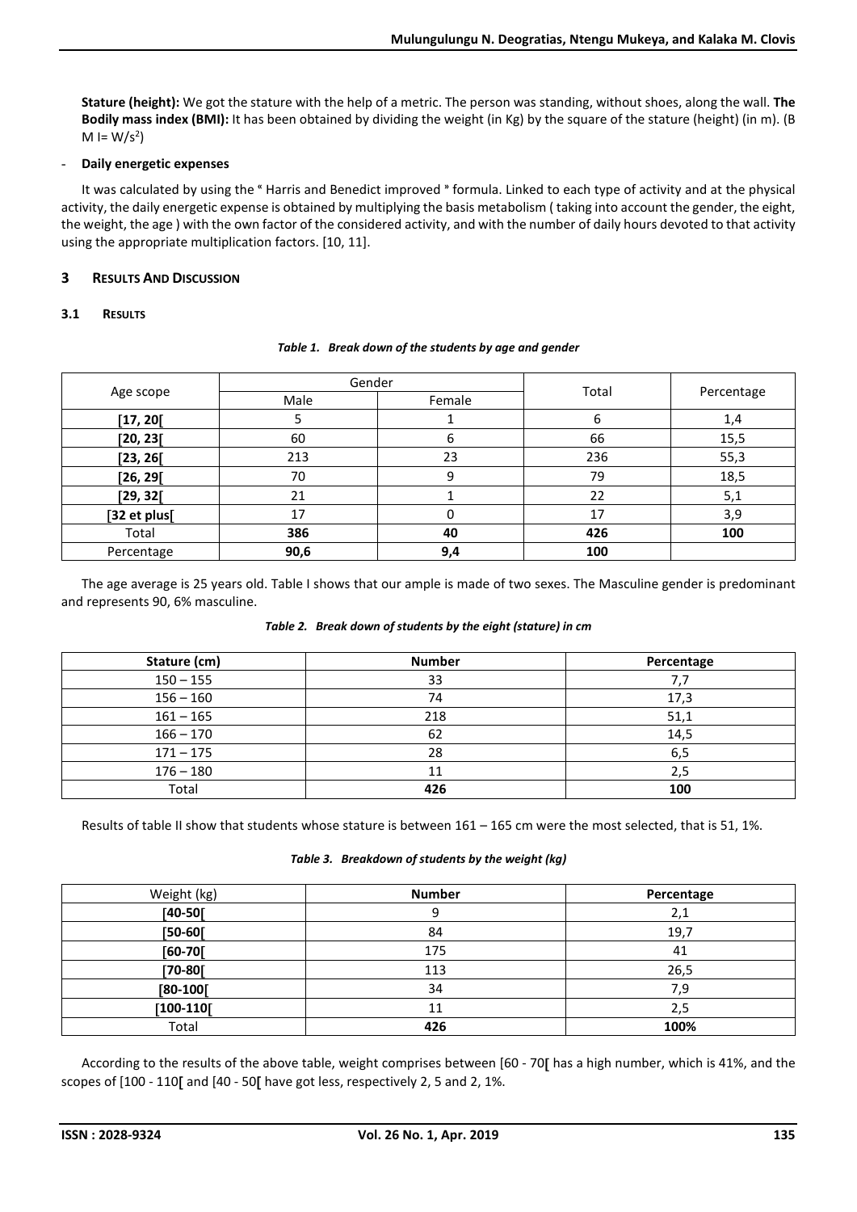**Stature (height):** We got the stature with the help of a metric. The person was standing, without shoes, along the wall. **The Bodily mass index (BMI):** It has been obtained by dividing the weight (in Kg) by the square of the stature (height) (in m). (B M I= $W/s^2$)

- **Daily energetic expenses**

It was calculated by using the « Harris and Benedict improved » formula. Linked to each type of activity and at the physical activity, the daily energetic expense is obtained by multiplying the basis metabolism ( taking into account the gender, the eight, the weight, the age ) with the own factor of the considered activity, and with the number of daily hours devoted to that activity using the appropriate multiplication factors. [10, 11].

## 3 Results And Discussion

### 3.1 Results

*Table 1. Break down of the students by age and gender*

| Age scope | Gender | | Total | Percentage |
|---|---|---|---|---|
| | Male | Female | | |
| **[17, 20[** | 5 | 1 | 6 | 1,4 |
| **[20, 23[** | 60 | 6 | 66 | 15,5 |
| **[23, 26[** | 213 | 23 | 236 | 55,3 |
| **[26, 29[** | 70 | 9 | 79 | 18,5 |
| **[29, 32[** | 21 | 1 | 22 | 5,1 |
| **[32 et plus[** | 17 | 0 | 17 | 3,9 |
| Total | **386** | **40** | **426** | **100** |
| Percentage | **90,6** | **9,4** | **100** | |

The age average is 25 years old. Table I shows that our ample is made of two sexes. The Masculine gender is predominant and represents 90, 6% masculine.

*Table 2. Break down of students by the eight (stature) in cm*

| Stature (cm) | Number | Percentage |
|---|---|---|
| 150 – 155 | 33 | 7,7 |
| 156 – 160 | 74 | 17,3 |
| 161 – 165 | 218 | 51,1 |
| 166 – 170 | 62 | 14,5 |
| 171 – 175 | 28 | 6,5 |
| 176 – 180 | 11 | 2,5 |
| Total | **426** | **100** |

Results of table II show that students whose stature is between 161 – 165 cm were the most selected, that is 51, 1%.

*Table 3. Breakdown of students by the weight (kg)*

| Weight (kg) | Number | Percentage |
|---|---|---|
| **[40-50[** | 9 | 2,1 |
| **[50-60[** | 84 | 19,7 |
| **[60-70[** | 175 | 41 |
| **[70-80[** | 113 | 26,5 |
| **[80-100[** | 34 | 7,9 |
| **[100-110[** | 11 | 2,5 |
| Total | **426** | **100%** |

According to the results of the above table, weight comprises between [60 - 70**[** has a high number, which is 41%, and the scopes of [100 - 110**[** and [40 - 50**[** have got less, respectively 2, 5 and 2, 1%.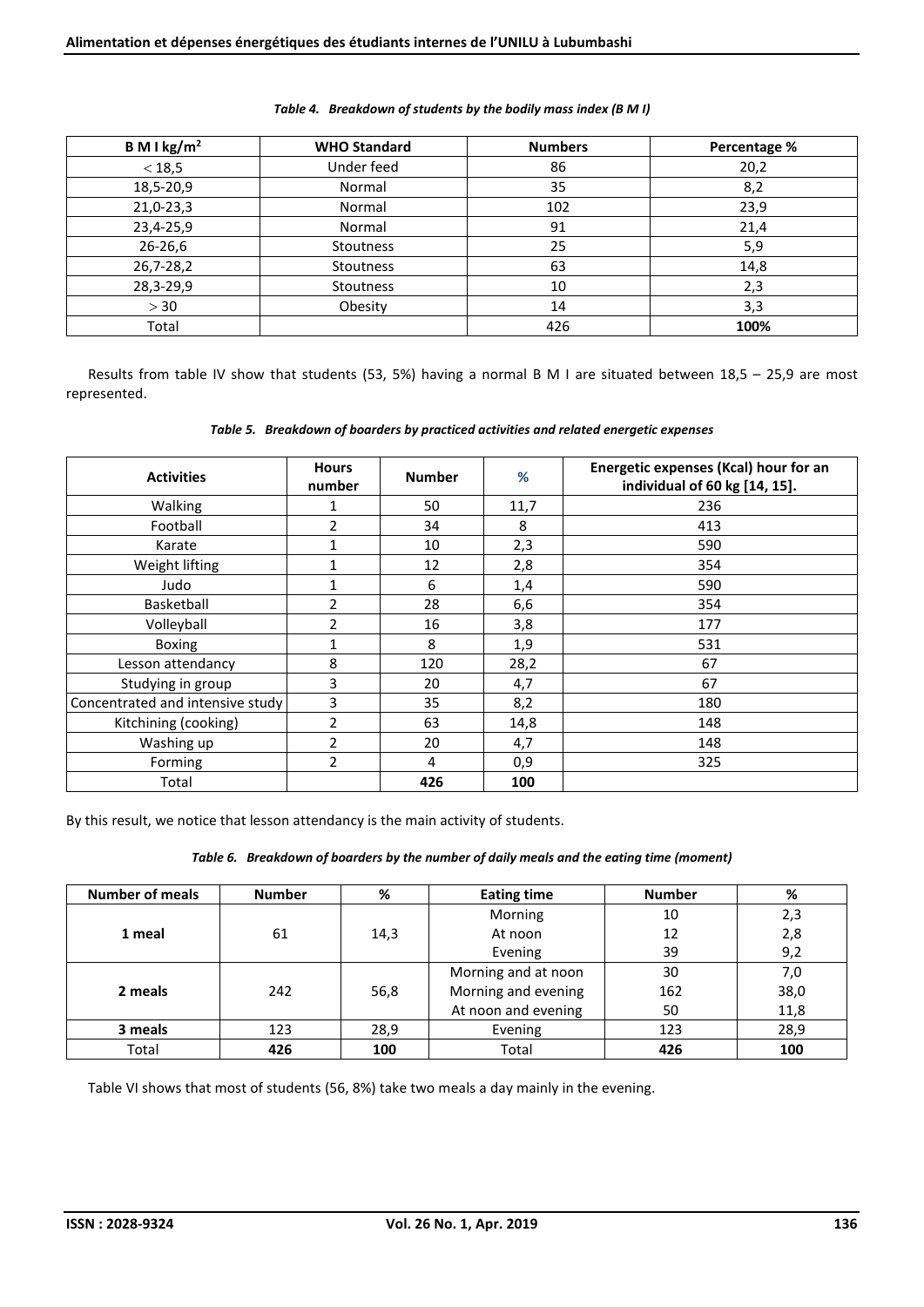*Table 4. Breakdown of students by the bodily mass index (B M I)*

| B M I kg/m² | WHO Standard | Numbers | Percentage % |
|---|---|---|---|
| < 18,5 | Under feed | 86 | 20,2 |
| 18,5-20,9 | Normal | 35 | 8,2 |
| 21,0-23,3 | Normal | 102 | 23,9 |
| 23,4-25,9 | Normal | 91 | 21,4 |
| 26-26,6 | Stoutness | 25 | 5,9 |
| 26,7-28,2 | Stoutness | 63 | 14,8 |
| 28,3-29,9 | Stoutness | 10 | 2,3 |
| > 30 | Obesity | 14 | 3,3 |
| Total | | 426 | **100%** |

Results from table IV show that students (53, 5%) having a normal B M I are situated between 18,5 – 25,9 are most represented.

*Table 5. Breakdown of boarders by practiced activities and related energetic expenses*

| Activities | Hours number | Number | % | Energetic expenses (Kcal) hour for an individual of 60 kg [14, 15]. |
|---|---|---|---|---|
| Walking | 1 | 50 | 11,7 | 236 |
| Football | 2 | 34 | 8 | 413 |
| Karate | 1 | 10 | 2,3 | 590 |
| Weight lifting | 1 | 12 | 2,8 | 354 |
| Judo | 1 | 6 | 1,4 | 590 |
| Basketball | 2 | 28 | 6,6 | 354 |
| Volleyball | 2 | 16 | 3,8 | 177 |
| Boxing | 1 | 8 | 1,9 | 531 |
| Lesson attendancy | 8 | 120 | 28,2 | 67 |
| Studying in group | 3 | 20 | 4,7 | 67 |
| Concentrated and intensive study | 3 | 35 | 8,2 | 180 |
| Kitchining (cooking) | 2 | 63 | 14,8 | 148 |
| Washing up | 2 | 20 | 4,7 | 148 |
| Forming | 2 | 4 | 0,9 | 325 |
| Total | | **426** | **100** | |

By this result, we notice that lesson attendancy is the main activity of students.

*Table 6. Breakdown of boarders by the number of daily meals and the eating time (moment)*

| Number of meals | Number | % | Eating time | Number | % |
|---|---|---|---|---|---|
| **1 meal** | 61 | 14,3 | Morning | 10 | 2,3 |
| | | | At noon | 12 | 2,8 |
| | | | Evening | 39 | 9,2 |
| **2 meals** | 242 | 56,8 | Morning and at noon | 30 | 7,0 |
| | | | Morning and evening | 162 | 38,0 |
| | | | At noon and evening | 50 | 11,8 |
| **3 meals** | 123 | 28,9 | Evening | 123 | 28,9 |
| Total | **426** | **100** | Total | **426** | **100** |

Table VI shows that most of students (56, 8%) take two meals a day mainly in the evening.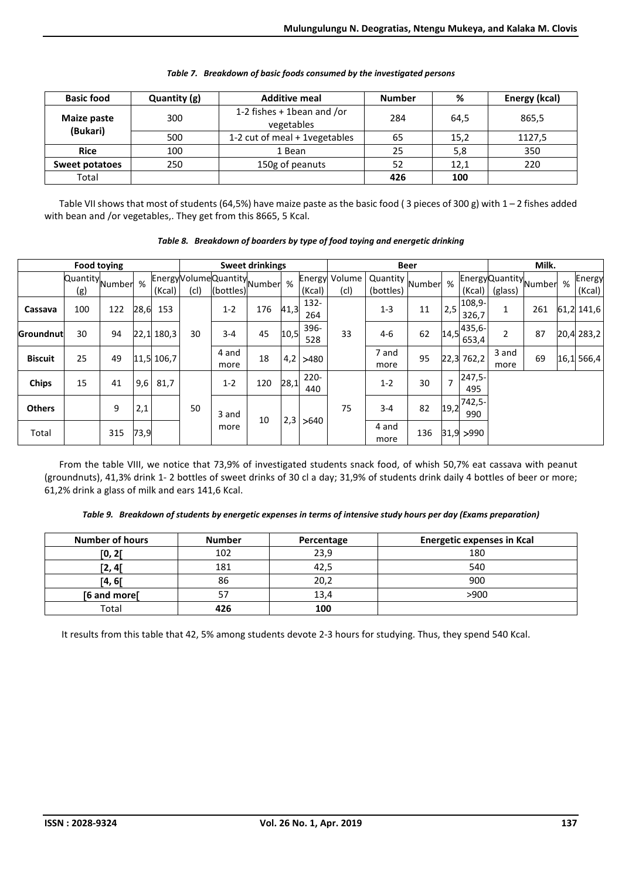*Table 7. Breakdown of basic foods consumed by the investigated persons*

| Basic food | Quantity (g) | Additive meal | Number | % | Energy (kcal) |
|---|---|---|---|---|---|
| Maize paste (Bukari) | 300 | 1-2 fishes + 1bean and /or vegetables | 284 | 64,5 | 865,5 |
| | 500 | 1-2 cut of meal + 1vegetables | 65 | 15,2 | 1127,5 |
| Rice | 100 | 1 Bean | 25 | 5,8 | 350 |
| Sweet potatoes | 250 | 150g of peanuts | 52 | 12,1 | 220 |
| Total | | | **426** | **100** | |

Table VII shows that most of students (64,5%) have maize paste as the basic food ( 3 pieces of 300 g) with 1 – 2 fishes added with bean and /or vegetables,. They get from this 8665, 5 Kcal.

*Table 8. Breakdown of boarders by type of food toying and energetic drinking*

| | Food toying | | | | Sweet drinkings | | | | | Beer | | | | | Milk. | | | |
|---|---|---|---|---|---|---|---|---|---|---|---|---|---|---|---|---|---|---|
| | Quantity (g) | Number | % | Energy (Kcal) | Volume (cl) | Quantity (bottles) | Number | % | Energy (Kcal) | Volume (cl) | Quantity (bottles) | Number | % | Energy (Kcal) | Quantity (glass) | Number | % | Energy (Kcal) |
| **Cassava** | 100 | 122 | 28,6 | 153 | | 1-2 | 176 | 41,3 | 132-264 | | 1-3 | 11 | 2,5 | 108,9-326,7 | 1 | 261 | 61,2 | 141,6 |
| **Groundnut** | 30 | 94 | 22,1 | 180,3 | 30 | 3-4 | 45 | 10,5 | 396-528 | 33 | 4-6 | 62 | 14,5 | 435,6-653,4 | 2 | 87 | 20,4 | 283,2 |
| **Biscuit** | 25 | 49 | 11,5 | 106,7 | | 4 and more | 18 | 4,2 | >480 | | 7 and more | 95 | 22,3 | 762,2 | 3 and more | 69 | 16,1 | 566,4 |
| **Chips** | 15 | 41 | 9,6 | 81,7 | | 1-2 | 120 | 28,1 | 220-440 | | 1-2 | 30 | 7 | 247,5-495 | | | | |
| **Others** | | 9 | 2,1 | | 50 | 3 and more | 10 | 2,3 | >640 | 75 | 3-4 | 82 | 19,2 | 742,5-990 | | | | |
| Total | | 315 | 73,9 | | | | | | | | 4 and more | 136 | 31,9 | >990 | | | | |

From the table VIII, we notice that 73,9% of investigated students snack food, of whish 50,7% eat cassava with peanut (groundnuts), 41,3% drink 1- 2 bottles of sweet drinks of 30 cl a day; 31,9% of students drink daily 4 bottles of beer or more; 61,2% drink a glass of milk and ears 141,6 Kcal.

*Table 9. Breakdown of students by energetic expenses in terms of intensive study hours per day (Exams preparation)*

| Number of hours | Number | Percentage | Energetic expenses in Kcal |
|---|---|---|---|
| **[0, 2[** | 102 | 23,9 | 180 |
| **[2, 4[** | 181 | 42,5 | 540 |
| **[4, 6[** | 86 | 20,2 | 900 |
| **[6 and more[** | 57 | 13,4 | >900 |
| Total | **426** | **100** | |

It results from this table that 42, 5% among students devote 2-3 hours for studying. Thus, they spend 540 Kcal.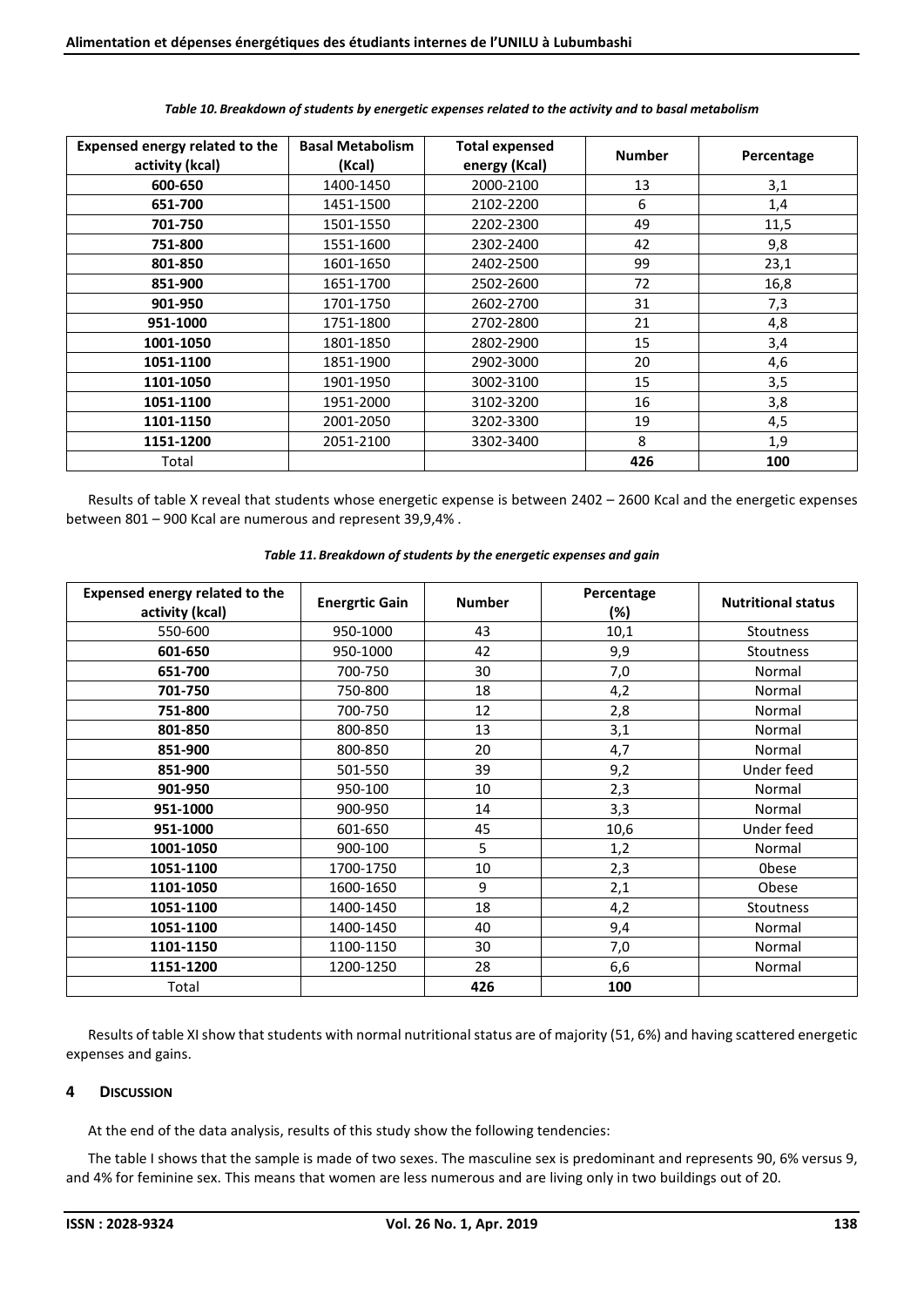*Table 10. Breakdown of students by energetic expenses related to the activity and to basal metabolism*

| Expensed energy related to the activity (kcal) | Basal Metabolism (Kcal) | Total expensed energy (Kcal) | Number | Percentage |
|---|---|---|---|---|
| **600-650** | 1400-1450 | 2000-2100 | 13 | 3,1 |
| **651-700** | 1451-1500 | 2102-2200 | 6 | 1,4 |
| **701-750** | 1501-1550 | 2202-2300 | 49 | 11,5 |
| **751-800** | 1551-1600 | 2302-2400 | 42 | 9,8 |
| **801-850** | 1601-1650 | 2402-2500 | 99 | 23,1 |
| **851-900** | 1651-1700 | 2502-2600 | 72 | 16,8 |
| **901-950** | 1701-1750 | 2602-2700 | 31 | 7,3 |
| **951-1000** | 1751-1800 | 2702-2800 | 21 | 4,8 |
| **1001-1050** | 1801-1850 | 2802-2900 | 15 | 3,4 |
| **1051-1100** | 1851-1900 | 2902-3000 | 20 | 4,6 |
| **1101-1050** | 1901-1950 | 3002-3100 | 15 | 3,5 |
| **1051-1100** | 1951-2000 | 3102-3200 | 16 | 3,8 |
| **1101-1150** | 2001-2050 | 3202-3300 | 19 | 4,5 |
| **1151-1200** | 2051-2100 | 3302-3400 | 8 | 1,9 |
| Total | | | **426** | **100** |

Results of table X reveal that students whose energetic expense is between 2402 – 2600 Kcal and the energetic expenses between 801 – 900 Kcal are numerous and represent 39,9,4% .

*Table 11. Breakdown of students by the energetic expenses and gain*

| Expensed energy related to the activity (kcal) | Energrtic Gain | Number | Percentage (%) | Nutritional status |
|---|---|---|---|---|
| 550-600 | 950-1000 | 43 | 10,1 | Stoutness |
| **601-650** | 950-1000 | 42 | 9,9 | Stoutness |
| **651-700** | 700-750 | 30 | 7,0 | Normal |
| **701-750** | 750-800 | 18 | 4,2 | Normal |
| **751-800** | 700-750 | 12 | 2,8 | Normal |
| **801-850** | 800-850 | 13 | 3,1 | Normal |
| **851-900** | 800-850 | 20 | 4,7 | Normal |
| **851-900** | 501-550 | 39 | 9,2 | Under feed |
| **901-950** | 950-100 | 10 | 2,3 | Normal |
| **951-1000** | 900-950 | 14 | 3,3 | Normal |
| **951-1000** | 601-650 | 45 | 10,6 | Under feed |
| **1001-1050** | 900-100 | 5 | 1,2 | Normal |
| **1051-1100** | 1700-1750 | 10 | 2,3 | 0bese |
| **1101-1050** | 1600-1650 | 9 | 2,1 | Obese |
| **1051-1100** | 1400-1450 | 18 | 4,2 | Stoutness |
| **1051-1100** | 1400-1450 | 40 | 9,4 | Normal |
| **1101-1150** | 1100-1150 | 30 | 7,0 | Normal |
| **1151-1200** | 1200-1250 | 28 | 6,6 | Normal |
| Total | | **426** | **100** | |

Results of table XI show that students with normal nutritional status are of majority (51, 6%) and having scattered energetic expenses and gains.

## 4 Discussion

At the end of the data analysis, results of this study show the following tendencies:

The table I shows that the sample is made of two sexes. The masculine sex is predominant and represents 90, 6% versus 9, and 4% for feminine sex. This means that women are less numerous and are living only in two buildings out of 20.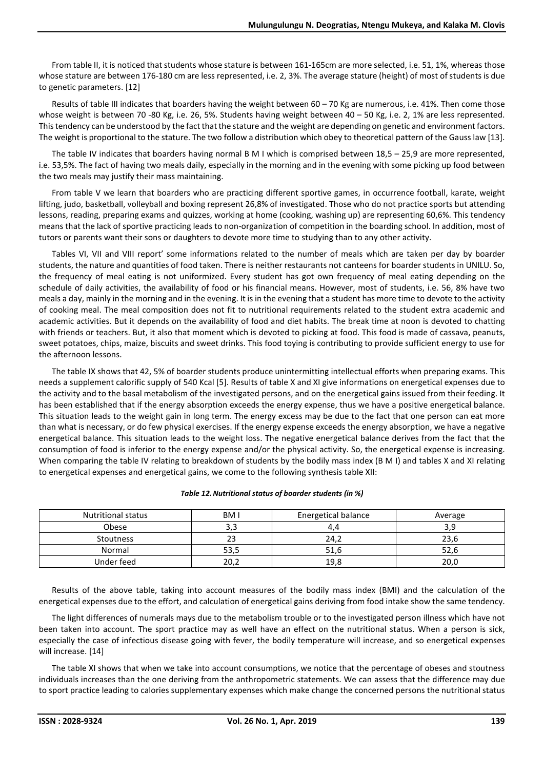From table II, it is noticed that students whose stature is between 161-165cm are more selected, i.e. 51, 1%, whereas those whose stature are between 176-180 cm are less represented, i.e. 2, 3%. The average stature (height) of most of students is due to genetic parameters. [12]

Results of table III indicates that boarders having the weight between 60 – 70 Kg are numerous, i.e. 41%. Then come those whose weight is between 70 -80 Kg, i.e. 26, 5%. Students having weight between 40 – 50 Kg, i.e. 2, 1% are less represented. This tendency can be understood by the fact that the stature and the weight are depending on genetic and environment factors. The weight is proportional to the stature. The two follow a distribution which obey to theoretical pattern of the Gauss law [13].

The table IV indicates that boarders having normal B M I which is comprised between 18,5 – 25,9 are more represented, i.e. 53,5%. The fact of having two meals daily, especially in the morning and in the evening with some picking up food between the two meals may justify their mass maintaining.

From table V we learn that boarders who are practicing different sportive games, in occurrence football, karate, weight lifting, judo, basketball, volleyball and boxing represent 26,8% of investigated. Those who do not practice sports but attending lessons, reading, preparing exams and quizzes, working at home (cooking, washing up) are representing 60,6%. This tendency means that the lack of sportive practicing leads to non-organization of competition in the boarding school. In addition, most of tutors or parents want their sons or daughters to devote more time to studying than to any other activity.

Tables VI, VII and VIII report' some informations related to the number of meals which are taken per day by boarder students, the nature and quantities of food taken. There is neither restaurants not canteens for boarder students in UNILU. So, the frequency of meal eating is not uniformized. Every student has got own frequency of meal eating depending on the schedule of daily activities, the availability of food or his financial means. However, most of students, i.e. 56, 8% have two meals a day, mainly in the morning and in the evening. It is in the evening that a student has more time to devote to the activity of cooking meal. The meal composition does not fit to nutritional requirements related to the student extra academic and academic activities. But it depends on the availability of food and diet habits. The break time at noon is devoted to chatting with friends or teachers. But, it also that moment which is devoted to picking at food. This food is made of cassava, peanuts, sweet potatoes, chips, maize, biscuits and sweet drinks. This food toying is contributing to provide sufficient energy to use for the afternoon lessons.

The table IX shows that 42, 5% of boarder students produce unintermitting intellectual efforts when preparing exams. This needs a supplement calorific supply of 540 Kcal [5]. Results of table X and XI give informations on energetical expenses due to the activity and to the basal metabolism of the investigated persons, and on the energetical gains issued from their feeding. It has been established that if the energy absorption exceeds the energy expense, thus we have a positive energetical balance. This situation leads to the weight gain in long term. The energy excess may be due to the fact that one person can eat more than what is necessary, or do few physical exercises. If the energy expense exceeds the energy absorption, we have a negative energetical balance. This situation leads to the weight loss. The negative energetical balance derives from the fact that the consumption of food is inferior to the energy expense and/or the physical activity. So, the energetical expense is increasing. When comparing the table IV relating to breakdown of students by the bodily mass index (B M I) and tables X and XI relating to energetical expenses and energetical gains, we come to the following synthesis table XII:

*Table 12. Nutritional status of boarder students (in %)*

| Nutritional status | BM I | Energetical balance | Average |
|---|---|---|---|
| Obese | 3,3 | 4,4 | 3,9 |
| Stoutness | 23 | 24,2 | 23,6 |
| Normal | 53,5 | 51,6 | 52,6 |
| Under feed | 20,2 | 19,8 | 20,0 |

Results of the above table, taking into account measures of the bodily mass index (BMI) and the calculation of the energetical expenses due to the effort, and calculation of energetical gains deriving from food intake show the same tendency.

The light differences of numerals mays due to the metabolism trouble or to the investigated person illness which have not been taken into account. The sport practice may as well have an effect on the nutritional status. When a person is sick, especially the case of infectious disease going with fever, the bodily temperature will increase, and so energetical expenses will increase. [14]

The table XI shows that when we take into account consumptions, we notice that the percentage of obeses and stoutness individuals increases than the one deriving from the anthropometric statements. We can assess that the difference may due to sport practice leading to calories supplementary expenses which make change the concerned persons the nutritional status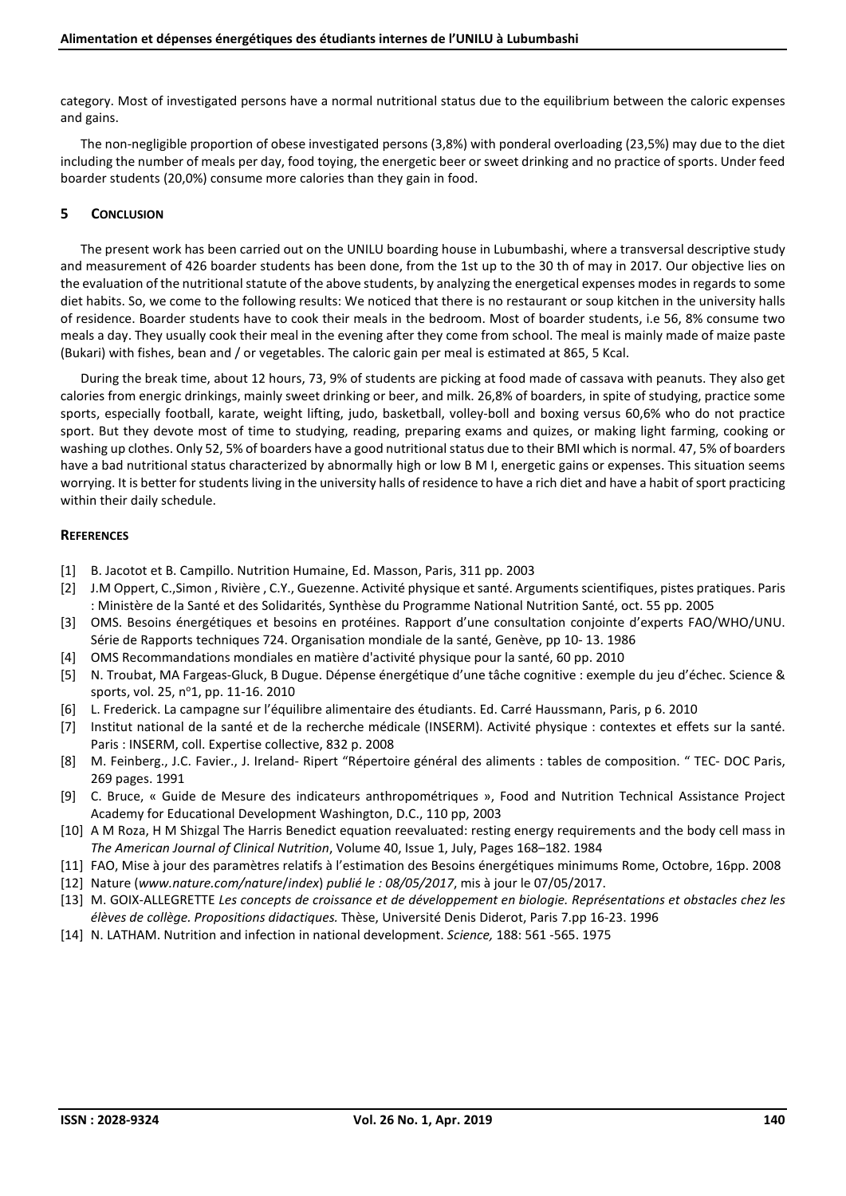category. Most of investigated persons have a normal nutritional status due to the equilibrium between the caloric expenses and gains.

The non-negligible proportion of obese investigated persons (3,8%) with ponderal overloading (23,5%) may due to the diet including the number of meals per day, food toying, the energetic beer or sweet drinking and no practice of sports. Under feed boarder students (20,0%) consume more calories than they gain in food.

## 5 CONCLUSION

The present work has been carried out on the UNILU boarding house in Lubumbashi, where a transversal descriptive study and measurement of 426 boarder students has been done, from the 1st up to the 30 th of may in 2017. Our objective lies on the evaluation of the nutritional statute of the above students, by analyzing the energetical expenses modes in regards to some diet habits. So, we come to the following results: We noticed that there is no restaurant or soup kitchen in the university halls of residence. Boarder students have to cook their meals in the bedroom. Most of boarder students, i.e 56, 8% consume two meals a day. They usually cook their meal in the evening after they come from school. The meal is mainly made of maize paste (Bukari) with fishes, bean and / or vegetables. The caloric gain per meal is estimated at 865, 5 Kcal.

During the break time, about 12 hours, 73, 9% of students are picking at food made of cassava with peanuts. They also get calories from energic drinkings, mainly sweet drinking or beer, and milk. 26,8% of boarders, in spite of studying, practice some sports, especially football, karate, weight lifting, judo, basketball, volley-boll and boxing versus 60,6% who do not practice sport. But they devote most of time to studying, reading, preparing exams and quizes, or making light farming, cooking or washing up clothes. Only 52, 5% of boarders have a good nutritional status due to their BMI which is normal. 47, 5% of boarders have a bad nutritional status characterized by abnormally high or low B M I, energetic gains or expenses. This situation seems worrying. It is better for students living in the university halls of residence to have a rich diet and have a habit of sport practicing within their daily schedule.

## REFERENCES

[1] B. Jacotot et B. Campillo. Nutrition Humaine, Ed. Masson, Paris, 311 pp. 2003

[2] J.M Oppert, C.,Simon , Rivière , C.Y., Guezenne. Activité physique et santé. Arguments scientifiques, pistes pratiques. Paris : Ministère de la Santé et des Solidarités, Synthèse du Programme National Nutrition Santé, oct. 55 pp. 2005

[3] OMS. Besoins énergétiques et besoins en protéines. Rapport d'une consultation conjointe d'experts FAO/WHO/UNU. Série de Rapports techniques 724. Organisation mondiale de la santé, Genève, pp 10- 13. 1986

[4] OMS Recommandations mondiales en matière d'activité physique pour la santé, 60 pp. 2010

[5] N. Troubat, MA Fargeas-Gluck, B Dugue. Dépense énergétique d'une tâche cognitive : exemple du jeu d'échec. Science & sports, vol. 25, n°1, pp. 11-16. 2010

[6] L. Frederick. La campagne sur l'équilibre alimentaire des étudiants. Ed. Carré Haussmann, Paris, p 6. 2010

[7] Institut national de la santé et de la recherche médicale (INSERM). Activité physique : contextes et effets sur la santé. Paris : INSERM, coll. Expertise collective, 832 p. 2008

[8] M. Feinberg., J.C. Favier., J. Ireland- Ripert "Répertoire général des aliments : tables de composition. " TEC- DOC Paris, 269 pages. 1991

[9] C. Bruce, « Guide de Mesure des indicateurs anthropométriques », Food and Nutrition Technical Assistance Project Academy for Educational Development Washington, D.C., 110 pp, 2003

[10] A M Roza, H M Shizgal The Harris Benedict equation reevaluated: resting energy requirements and the body cell mass in *The American Journal of Clinical Nutrition*, Volume 40, Issue 1, July, Pages 168–182. 1984

[11] FAO, Mise à jour des paramètres relatifs à l'estimation des Besoins énergétiques minimums Rome, Octobre, 16pp. 2008

[12] Nature (*www.nature.com/nature/index*) *publié le : 08/05/2017*, mis à jour le 07/05/2017.

[13] M. GOIX-ALLEGRETTE *Les concepts de croissance et de développement en biologie. Représentations et obstacles chez les élèves de collège. Propositions didactiques.* Thèse, Université Denis Diderot, Paris 7.pp 16-23. 1996

[14] N. LATHAM. Nutrition and infection in national development. *Science,* 188: 561 -565. 1975